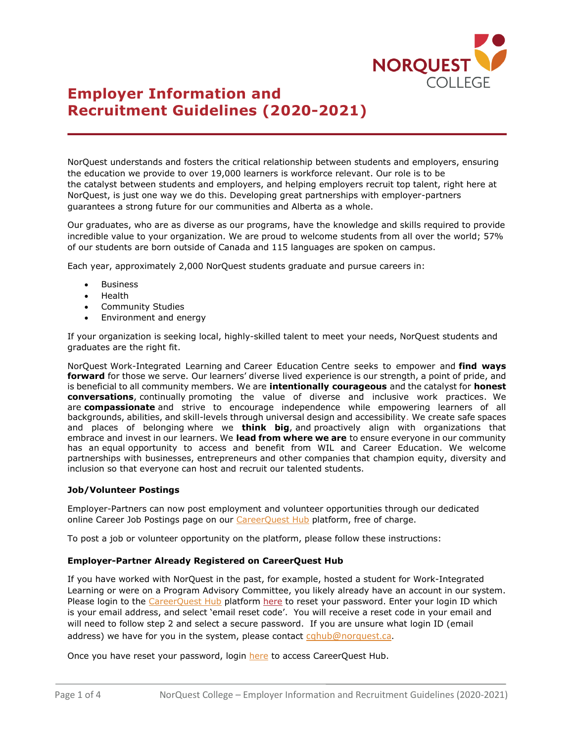# Employer Information and Recruitment Guidelines (2020-2021)

NorQuest understands and fosters the critical relationship between students and employers, ensuring the education we provide to over 19,000 learners is workforce relevant. Our role is to be the catalyst between students and employers, and helping employers recruit top talent, right here at NorQuest, is just one way we do this. Developing great partnerships with employer-partners guarantees a strong future for our communities and Alberta as a whole.

Our graduates, who are as diverse as our programs, have the knowledge and skills required to provide incredible value to your organization. We are proud to welcome students from all over the world; 57% of our students are born outside of Canada and 115 languages are spoken on campus.

Each year, approximately 2,000 NorQuest students graduate and pursue careers in:

- Business
- Health
- Community Studies
- Environment and energy

If your organization is seeking local, highly-skilled talent to meet your needs, NorQuest students and graduates are the right fit.

NorQuest Work-Integrated Learning and Career Education Centre seeks to empower and **find ways forward** for those we serve. Our learners' diverse lived experience is our strength, a point of pride, and is beneficial to all community members. We are **intentionally courageous** and the catalyst for **honest conversations**, continually promoting the value of diverse and inclusive work practices. We are **compassionate** and strive to encourage independence while empowering learners of all backgrounds, abilities, and skill-levels through universal design and accessibility. We create safe spaces and places of belonging where we **think big**, and proactively align with organizations that embrace and invest in our learners. We **lead from where we are** to ensure everyone in our community has an equal opportunity to access and benefit from WIL and Career Education. We welcome partnerships with businesses, entrepreneurs and other companies that champion equity, diversity and inclusion so that everyone can host and recruit our talented students.

**Job/Volunteer Postings**

Employer-Partners can now post employment and volunteer opportunities through our dedicated online Career Job Postings page on our CareerQuest Hub platform, free of charge.

To post a job or volunteer opportunity on the platform, please follow these instructions:

**Employer-Partner Already Registered on CareerQuest Hub**

If you have worked with NorQuest in the past, for example, hosted a student for Work-Integrated Learning or were on a Program Advisory Committee, you likely already have an account in our system. Please login to the CareerQuest Hub platform here to reset your password. Enter your login ID which is your email address, and select 'email reset code'. You will receive a reset code in your email and will need to follow step 2 and select a secure password. If you are unsure what login ID (email address) we have for you in the system, please contact cqhub@norquest.ca.

Once you have reset your password, login here to access CareerQuest Hub.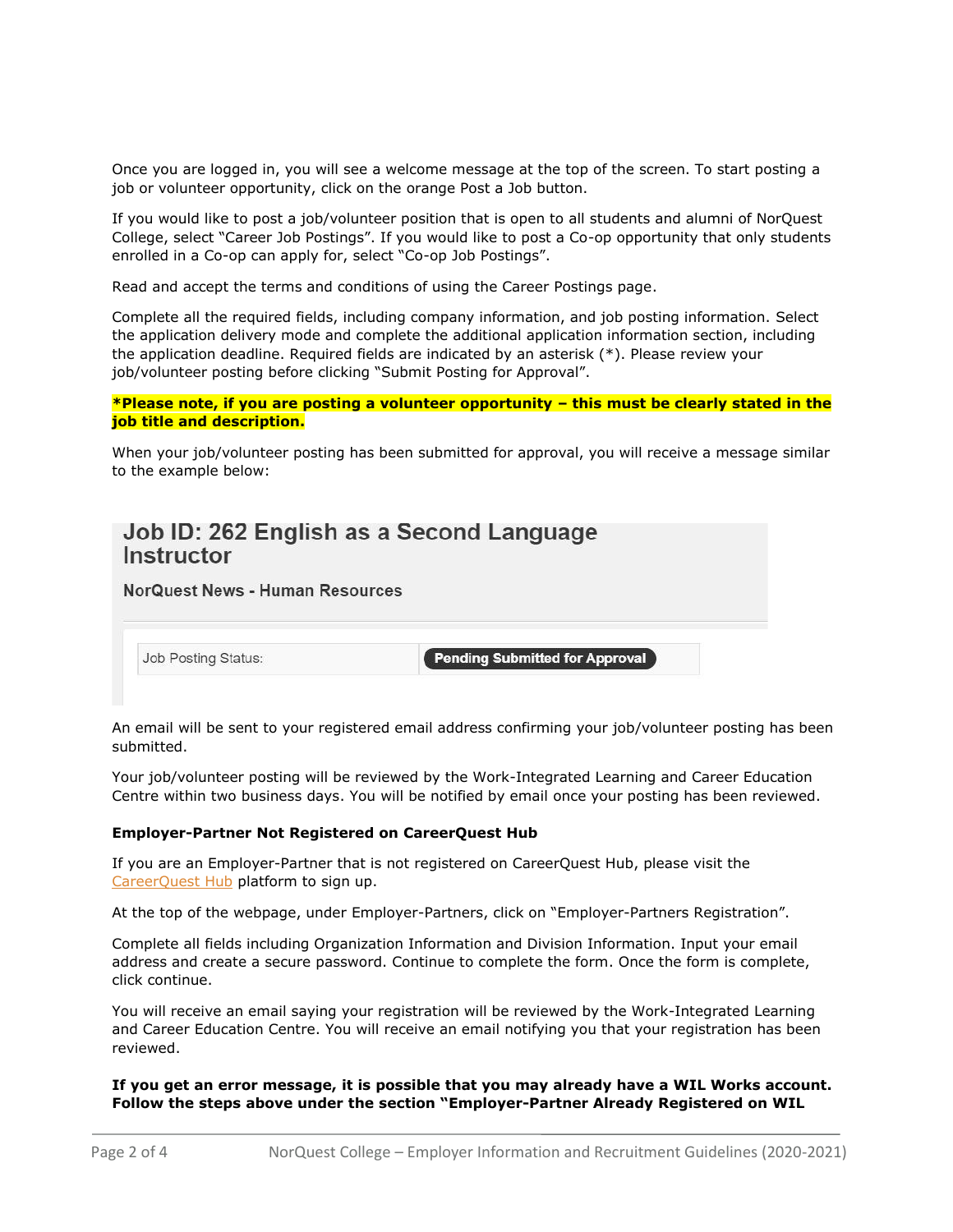Once you are logged in, you will see a welcome message at the top of the screen. To start posting a job or volunteer opportunity, click on the orange Post a Job button.

If you would like to post a job/volunteer position that is open to all students and alumni of NorQuest College, select "Career Job Postings". If you would like to post a Co-op opportunity that only students enrolled in a Co-op can apply for, select "Co-op Job Postings".

Read and accept the terms and conditions of using the Career Postings page.

Complete all the required fields, including company information, and job posting information. Select the application delivery mode and complete the additional application information section, including the application deadline. Required fields are indicated by an asterisk (*). Please review your job/volunteer posting before clicking "Submit Posting for Approval".

**\*Please note, if you are posting a volunteer opportunity – this must be clearly stated in the job title and description.**

When your job/volunteer posting has been submitted for approval, you will receive a message similar to the example below:

**Job ID: 262 English as a Second Language Instructor**

**NorQuest News - Human Resources**

| Job Posting Status: | Pending Submitted for Approval |
|---|---|

An email will be sent to your registered email address confirming your job/volunteer posting has been submitted.

Your job/volunteer posting will be reviewed by the Work-Integrated Learning and Career Education Centre within two business days. You will be notified by email once your posting has been reviewed.

### Employer-Partner Not Registered on CareerQuest Hub

If you are an Employer-Partner that is not registered on CareerQuest Hub, please visit the CareerQuest Hub platform to sign up.

At the top of the webpage, under Employer-Partners, click on "Employer-Partners Registration".

Complete all fields including Organization Information and Division Information. Input your email address and create a secure password. Continue to complete the form. Once the form is complete, click continue.

You will receive an email saying your registration will be reviewed by the Work-Integrated Learning and Career Education Centre. You will receive an email notifying you that your registration has been reviewed.

**If you get an error message, it is possible that you may already have a WIL Works account. Follow the steps above under the section "Employer-Partner Already Registered on WIL**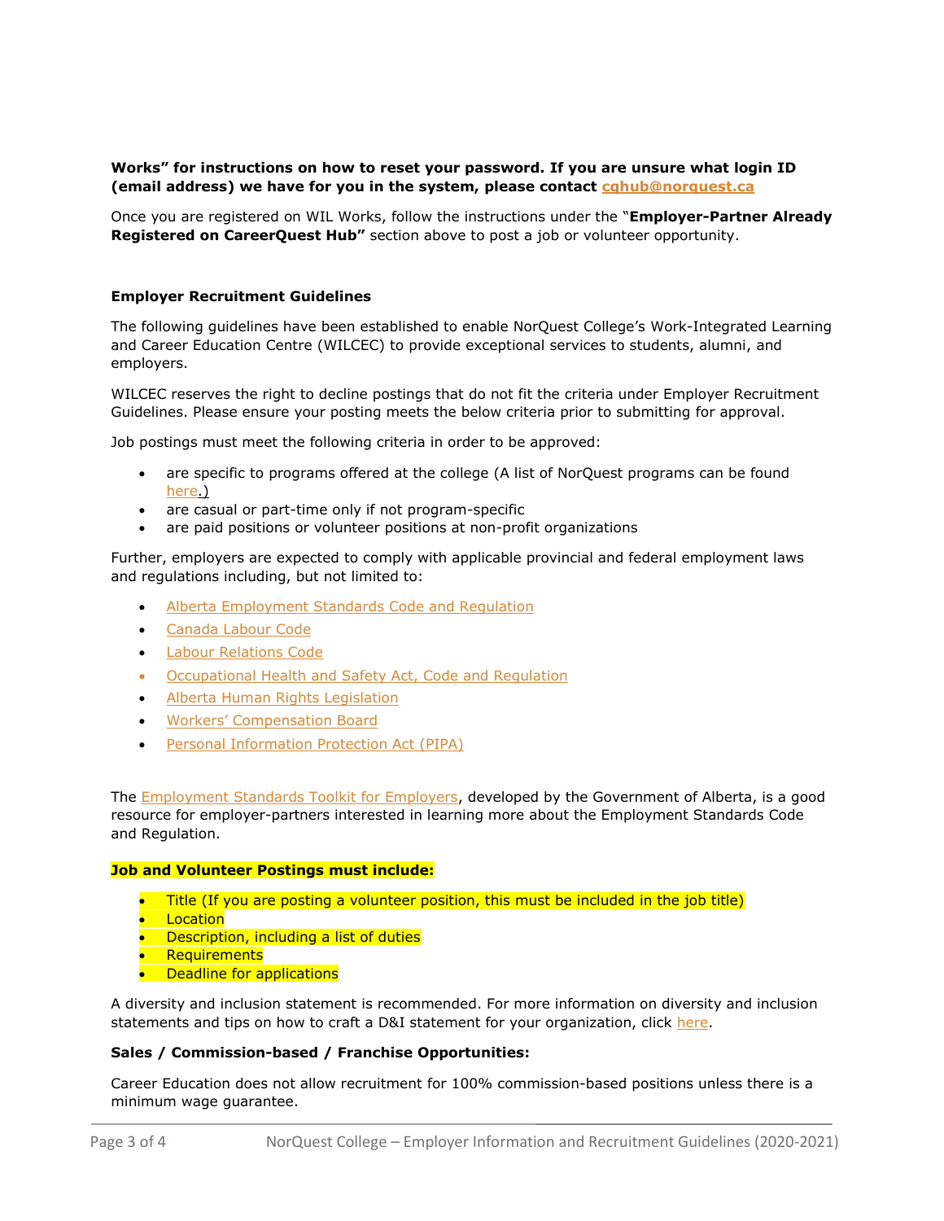**Works" for instructions on how to reset your password. If you are unsure what login ID (email address) we have for you in the system, please contact cqhub@norquest.ca**

Once you are registered on WIL Works, follow the instructions under the "**Employer-Partner Already Registered on CareerQuest Hub"** section above to post a job or volunteer opportunity.

**Employer Recruitment Guidelines**

The following guidelines have been established to enable NorQuest College's Work-Integrated Learning and Career Education Centre (WILCEC) to provide exceptional services to students, alumni, and employers.

WILCEC reserves the right to decline postings that do not fit the criteria under Employer Recruitment Guidelines. Please ensure your posting meets the below criteria prior to submitting for approval.

Job postings must meet the following criteria in order to be approved:

- are specific to programs offered at the college (A list of NorQuest programs can be found here.)
- are casual or part-time only if not program-specific
- are paid positions or volunteer positions at non-profit organizations

Further, employers are expected to comply with applicable provincial and federal employment laws and regulations including, but not limited to:

- Alberta Employment Standards Code and Regulation
- Canada Labour Code
- Labour Relations Code
- Occupational Health and Safety Act, Code and Regulation
- Alberta Human Rights Legislation
- Workers' Compensation Board
- Personal Information Protection Act (PIPA)

The Employment Standards Toolkit for Employers, developed by the Government of Alberta, is a good resource for employer-partners interested in learning more about the Employment Standards Code and Regulation.

**Job and Volunteer Postings must include:**

- Title (If you are posting a volunteer position, this must be included in the job title)
- Location
- Description, including a list of duties
- Requirements
- Deadline for applications

A diversity and inclusion statement is recommended. For more information on diversity and inclusion statements and tips on how to craft a D&I statement for your organization, click here.

**Sales / Commission-based / Franchise Opportunities:**

Career Education does not allow recruitment for 100% commission-based positions unless there is a minimum wage guarantee.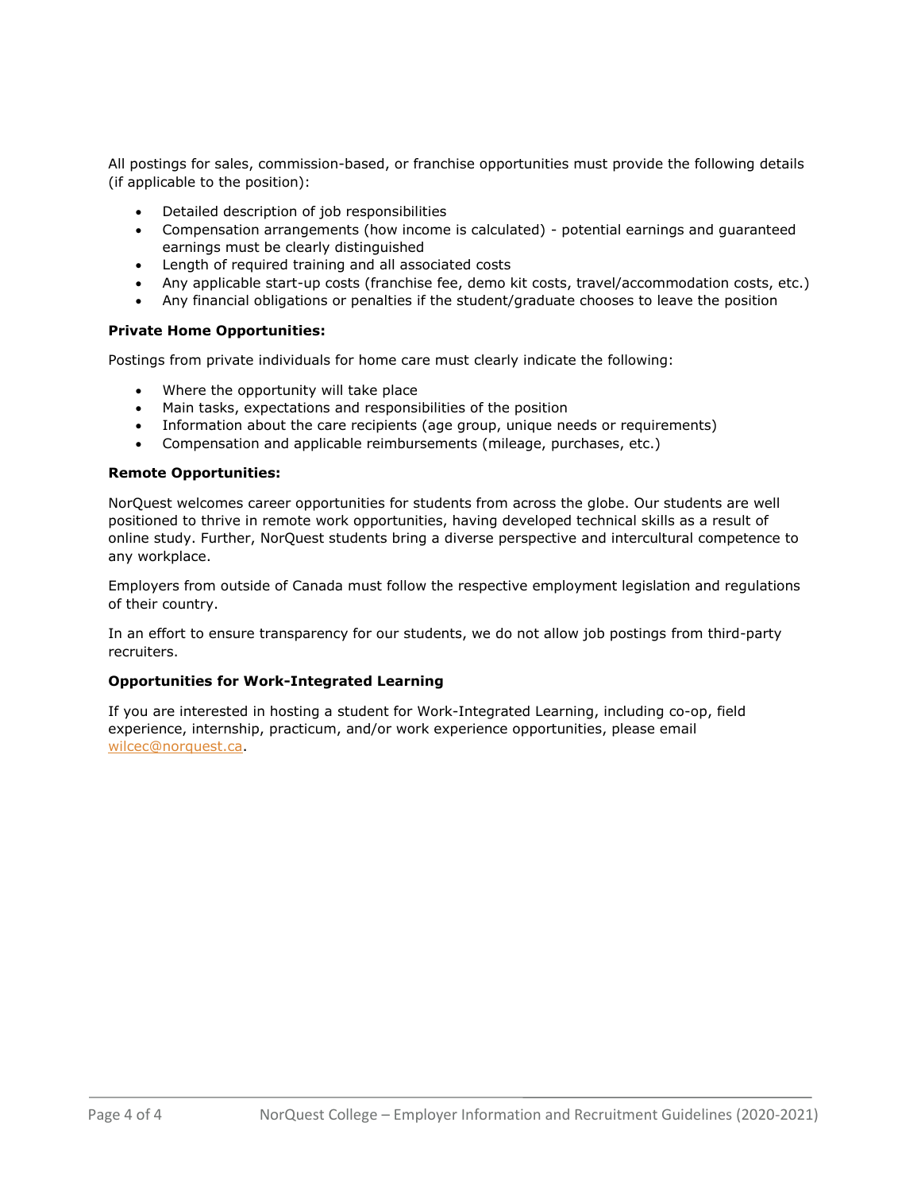All postings for sales, commission-based, or franchise opportunities must provide the following details (if applicable to the position):

- Detailed description of job responsibilities
- Compensation arrangements (how income is calculated) - potential earnings and guaranteed earnings must be clearly distinguished
- Length of required training and all associated costs
- Any applicable start-up costs (franchise fee, demo kit costs, travel/accommodation costs, etc.)
- Any financial obligations or penalties if the student/graduate chooses to leave the position

**Private Home Opportunities:**

Postings from private individuals for home care must clearly indicate the following:

- Where the opportunity will take place
- Main tasks, expectations and responsibilities of the position
- Information about the care recipients (age group, unique needs or requirements)
- Compensation and applicable reimbursements (mileage, purchases, etc.)

**Remote Opportunities:**

NorQuest welcomes career opportunities for students from across the globe. Our students are well positioned to thrive in remote work opportunities, having developed technical skills as a result of online study. Further, NorQuest students bring a diverse perspective and intercultural competence to any workplace.

Employers from outside of Canada must follow the respective employment legislation and regulations of their country.

In an effort to ensure transparency for our students, we do not allow job postings from third-party recruiters.

**Opportunities for Work-Integrated Learning**

If you are interested in hosting a student for Work-Integrated Learning, including co-op, field experience, internship, practicum, and/or work experience opportunities, please email wilcec@norquest.ca.